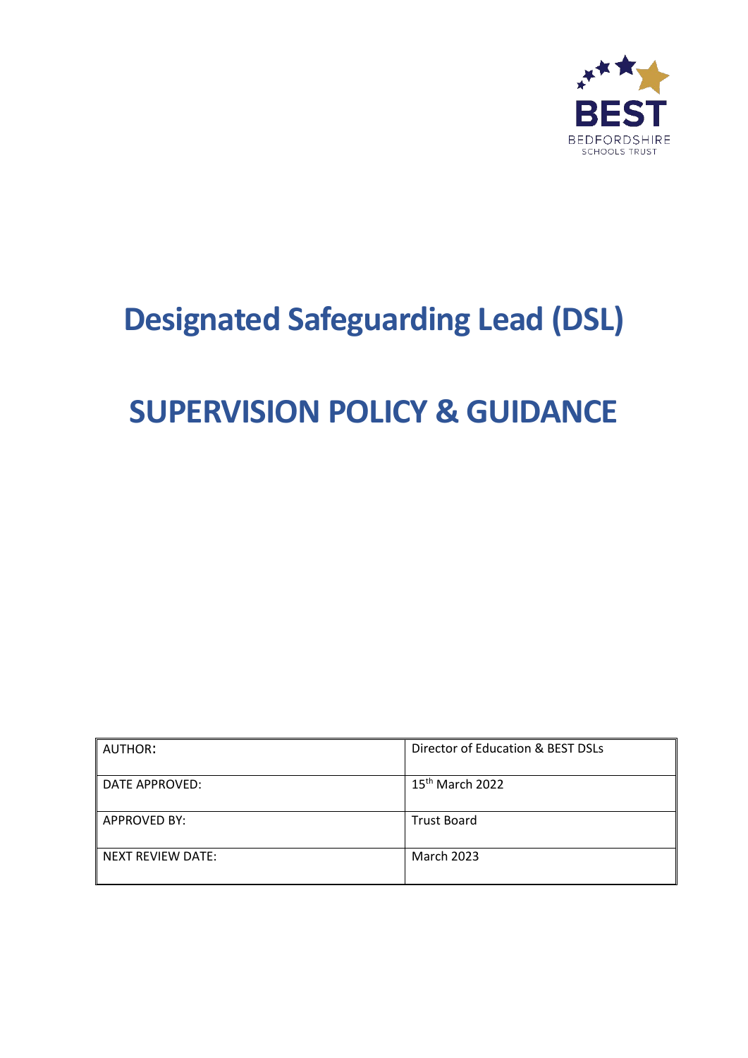BEST
BEDFORDSHIRE
SCHOOLS TRUST

# Designated Safeguarding Lead (DSL)

# SUPERVISION POLICY & GUIDANCE

| AUTHOR: | Director of Education & BEST DSLs |
|---|---|
| DATE APPROVED: | 15th March 2022 |
| APPROVED BY: | Trust Board |
| NEXT REVIEW DATE: | March 2023 |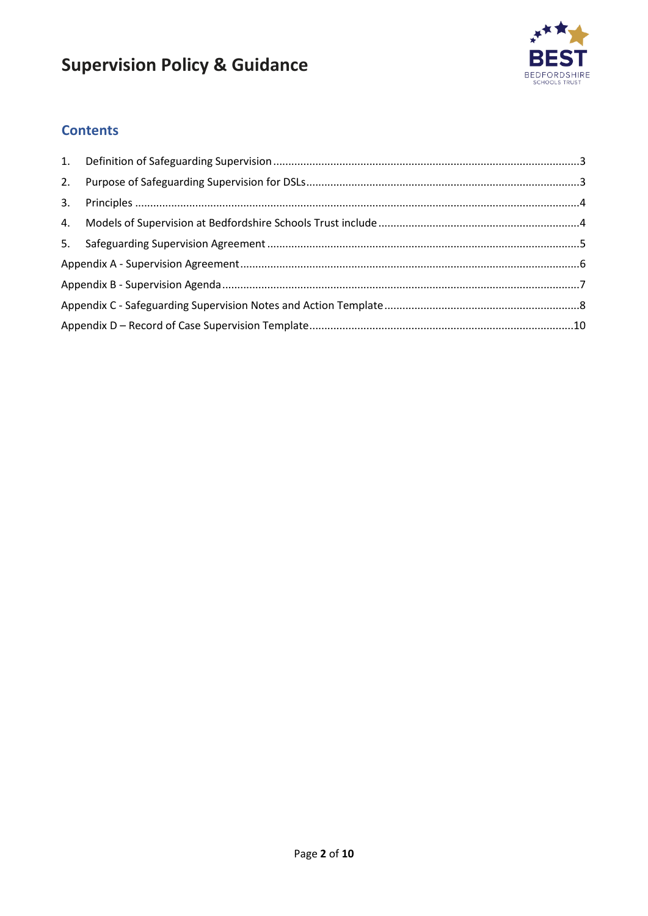## Contents

1. Definition of Safeguarding Supervision ....................................................................................................3
2. Purpose of Safeguarding Supervision for DSLs .........................................................................................3
3. Principles ..................................................................................................................................................4
4. Models of Supervision at Bedfordshire Schools Trust include ..................................................................4
5. Safeguarding Supervision Agreement .......................................................................................................5

Appendix A - Supervision Agreement ...............................................................................................................6

Appendix B - Supervision Agenda .....................................................................................................................7

Appendix C - Safeguarding Supervision Notes and Action Template ................................................................8

Appendix D – Record of Case Supervision Template .......................................................................................10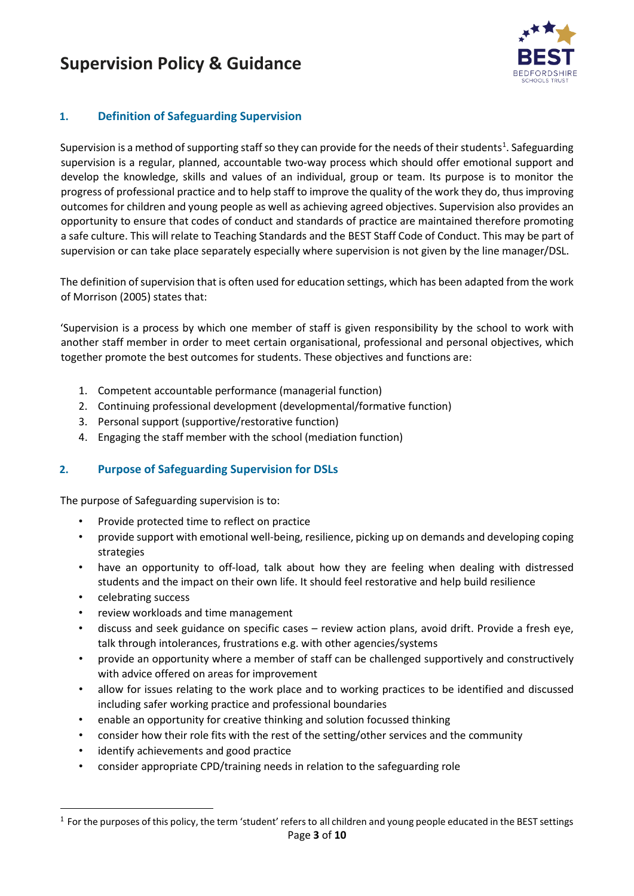## 1. Definition of Safeguarding Supervision

Supervision is a method of supporting staff so they can provide for the needs of their students[1]. Safeguarding supervision is a regular, planned, accountable two-way process which should offer emotional support and develop the knowledge, skills and values of an individual, group or team. Its purpose is to monitor the progress of professional practice and to help staff to improve the quality of the work they do, thus improving outcomes for children and young people as well as achieving agreed objectives. Supervision also provides an opportunity to ensure that codes of conduct and standards of practice are maintained therefore promoting a safe culture. This will relate to Teaching Standards and the BEST Staff Code of Conduct. This may be part of supervision or can take place separately especially where supervision is not given by the line manager/DSL.

The definition of supervision that is often used for education settings, which has been adapted from the work of Morrison (2005) states that:

'Supervision is a process by which one member of staff is given responsibility by the school to work with another staff member in order to meet certain organisational, professional and personal objectives, which together promote the best outcomes for students. These objectives and functions are:

1. Competent accountable performance (managerial function)
2. Continuing professional development (developmental/formative function)
3. Personal support (supportive/restorative function)
4. Engaging the staff member with the school (mediation function)

## 2. Purpose of Safeguarding Supervision for DSLs

The purpose of Safeguarding supervision is to:

- Provide protected time to reflect on practice
- provide support with emotional well-being, resilience, picking up on demands and developing coping strategies
- have an opportunity to off-load, talk about how they are feeling when dealing with distressed students and the impact on their own life. It should feel restorative and help build resilience
- celebrating success
- review workloads and time management
- discuss and seek guidance on specific cases – review action plans, avoid drift. Provide a fresh eye, talk through intolerances, frustrations e.g. with other agencies/systems
- provide an opportunity where a member of staff can be challenged supportively and constructively with advice offered on areas for improvement
- allow for issues relating to the work place and to working practices to be identified and discussed including safer working practice and professional boundaries
- enable an opportunity for creative thinking and solution focussed thinking
- consider how their role fits with the rest of the setting/other services and the community
- identify achievements and good practice
- consider appropriate CPD/training needs in relation to the safeguarding role

---

[1] For the purposes of this policy, the term 'student' refers to all children and young people educated in the BEST settings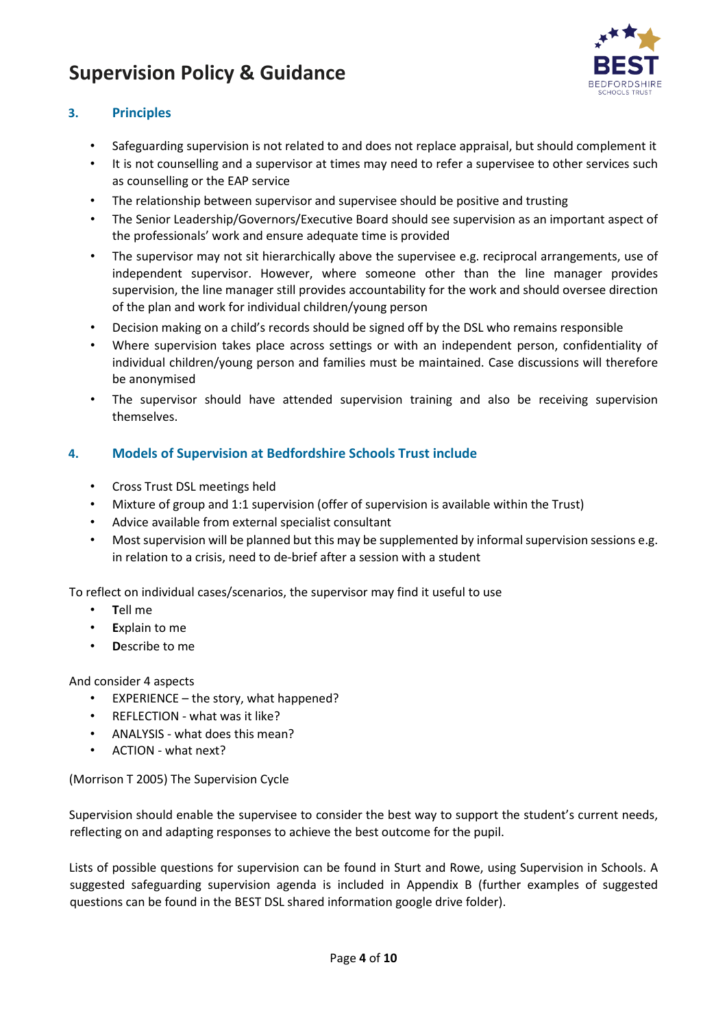### 3. Principles

- Safeguarding supervision is not related to and does not replace appraisal, but should complement it
- It is not counselling and a supervisor at times may need to refer a supervisee to other services such as counselling or the EAP service
- The relationship between supervisor and supervisee should be positive and trusting
- The Senior Leadership/Governors/Executive Board should see supervision as an important aspect of the professionals' work and ensure adequate time is provided
- The supervisor may not sit hierarchically above the supervisee e.g. reciprocal arrangements, use of independent supervisor. However, where someone other than the line manager provides supervision, the line manager still provides accountability for the work and should oversee direction of the plan and work for individual children/young person
- Decision making on a child's records should be signed off by the DSL who remains responsible
- Where supervision takes place across settings or with an independent person, confidentiality of individual children/young person and families must be maintained. Case discussions will therefore be anonymised
- The supervisor should have attended supervision training and also be receiving supervision themselves.

### 4. Models of Supervision at Bedfordshire Schools Trust include

- Cross Trust DSL meetings held
- Mixture of group and 1:1 supervision (offer of supervision is available within the Trust)
- Advice available from external specialist consultant
- Most supervision will be planned but this may be supplemented by informal supervision sessions e.g. in relation to a crisis, need to de-brief after a session with a student

To reflect on individual cases/scenarios, the supervisor may find it useful to use

- **T**ell me
- **E**xplain to me
- **D**escribe to me

And consider 4 aspects

- EXPERIENCE – the story, what happened?
- REFLECTION - what was it like?
- ANALYSIS - what does this mean?
- ACTION - what next?

(Morrison T 2005) The Supervision Cycle

Supervision should enable the supervisee to consider the best way to support the student's current needs, reflecting on and adapting responses to achieve the best outcome for the pupil.

Lists of possible questions for supervision can be found in Sturt and Rowe, using Supervision in Schools. A suggested safeguarding supervision agenda is included in Appendix B (further examples of suggested questions can be found in the BEST DSL shared information google drive folder).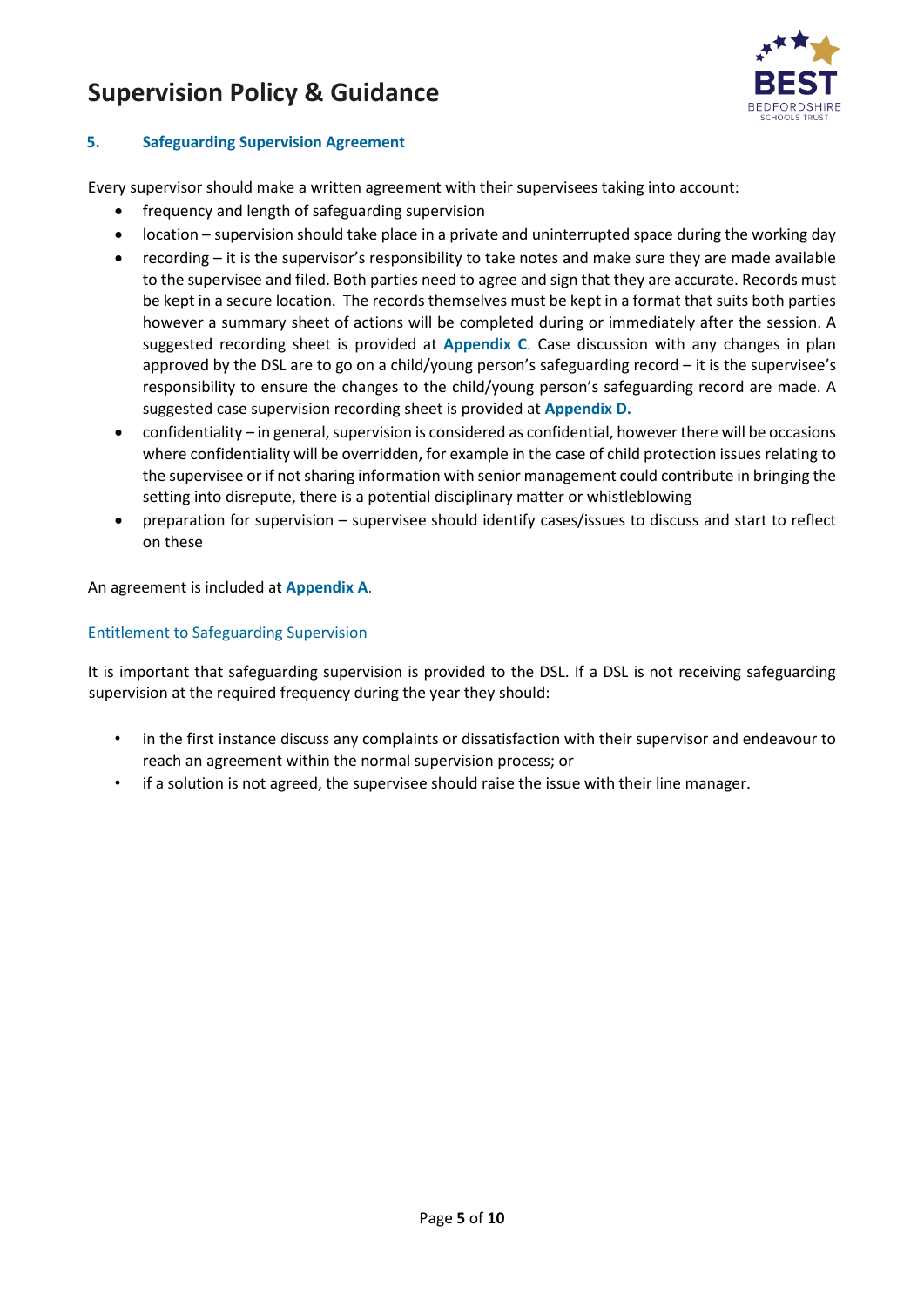## 5. Safeguarding Supervision Agreement

Every supervisor should make a written agreement with their supervisees taking into account:

- frequency and length of safeguarding supervision
- location – supervision should take place in a private and uninterrupted space during the working day
- recording – it is the supervisor's responsibility to take notes and make sure they are made available to the supervisee and filed. Both parties need to agree and sign that they are accurate. Records must be kept in a secure location. The records themselves must be kept in a format that suits both parties however a summary sheet of actions will be completed during or immediately after the session. A suggested recording sheet is provided at **Appendix C**. Case discussion with any changes in plan approved by the DSL are to go on a child/young person's safeguarding record – it is the supervisee's responsibility to ensure the changes to the child/young person's safeguarding record are made. A suggested case supervision recording sheet is provided at **Appendix D.**
- confidentiality – in general, supervision is considered as confidential, however there will be occasions where confidentiality will be overridden, for example in the case of child protection issues relating to the supervisee or if not sharing information with senior management could contribute in bringing the setting into disrepute, there is a potential disciplinary matter or whistleblowing
- preparation for supervision – supervisee should identify cases/issues to discuss and start to reflect on these

An agreement is included at **Appendix A**.

### Entitlement to Safeguarding Supervision

It is important that safeguarding supervision is provided to the DSL. If a DSL is not receiving safeguarding supervision at the required frequency during the year they should:

- in the first instance discuss any complaints or dissatisfaction with their supervisor and endeavour to reach an agreement within the normal supervision process; or
- if a solution is not agreed, the supervisee should raise the issue with their line manager.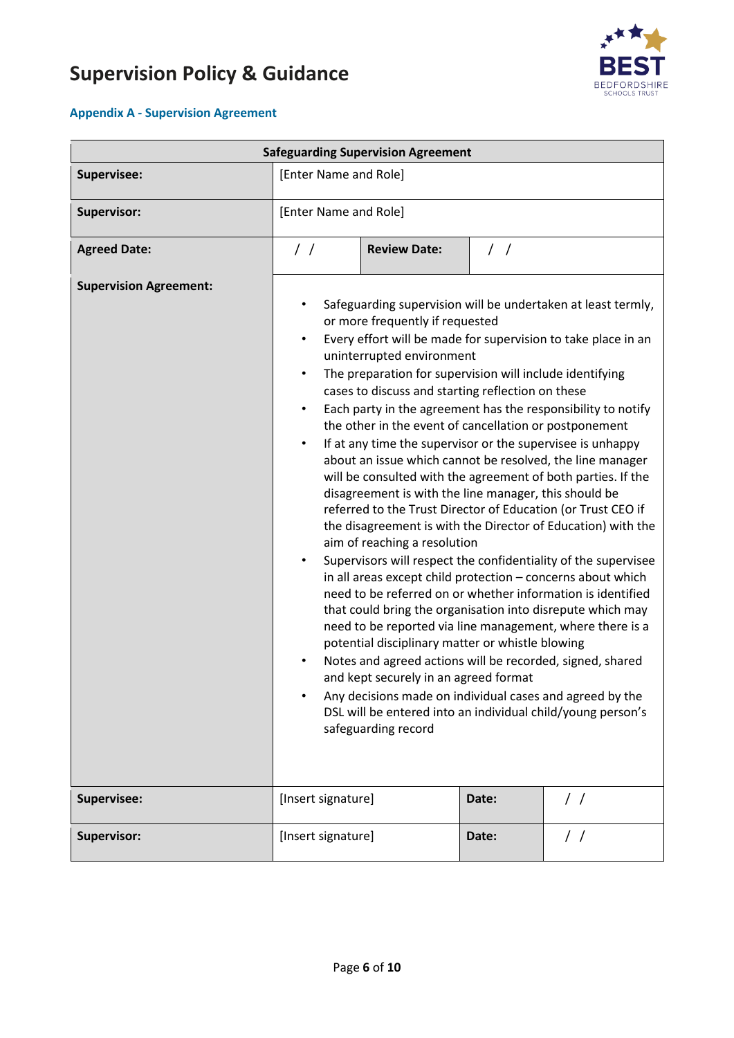## Appendix A - Supervision Agreement

| Safeguarding Supervision Agreement | | | |
|---|---|---|---|
| **Supervisee:** | [Enter Name and Role] | | |
| **Supervisor:** | [Enter Name and Role] | | |
| **Agreed Date:** | / / | **Review Date:** | / / |
| **Supervision Agreement:** | • Safeguarding supervision will be undertaken at least termly, or more frequently if requested<br>• Every effort will be made for supervision to take place in an uninterrupted environment<br>• The preparation for supervision will include identifying cases to discuss and starting reflection on these<br>• Each party in the agreement has the responsibility to notify the other in the event of cancellation or postponement<br>• If at any time the supervisor or the supervisee is unhappy about an issue which cannot be resolved, the line manager will be consulted with the agreement of both parties. If the disagreement is with the line manager, this should be referred to the Trust Director of Education (or Trust CEO if the disagreement is with the Director of Education) with the aim of reaching a resolution<br>• Supervisors will respect the confidentiality of the supervisee in all areas except child protection – concerns about which need to be referred on or whether information is identified that could bring the organisation into disrepute which may need to be reported via line management, where there is a potential disciplinary matter or whistle blowing<br>• Notes and agreed actions will be recorded, signed, shared and kept securely in an agreed format<br>• Any decisions made on individual cases and agreed by the DSL will be entered into an individual child/young person's safeguarding record | | |
| **Supervisee:** | [Insert signature] | **Date:** | / / |
| **Supervisor:** | [Insert signature] | **Date:** | / / |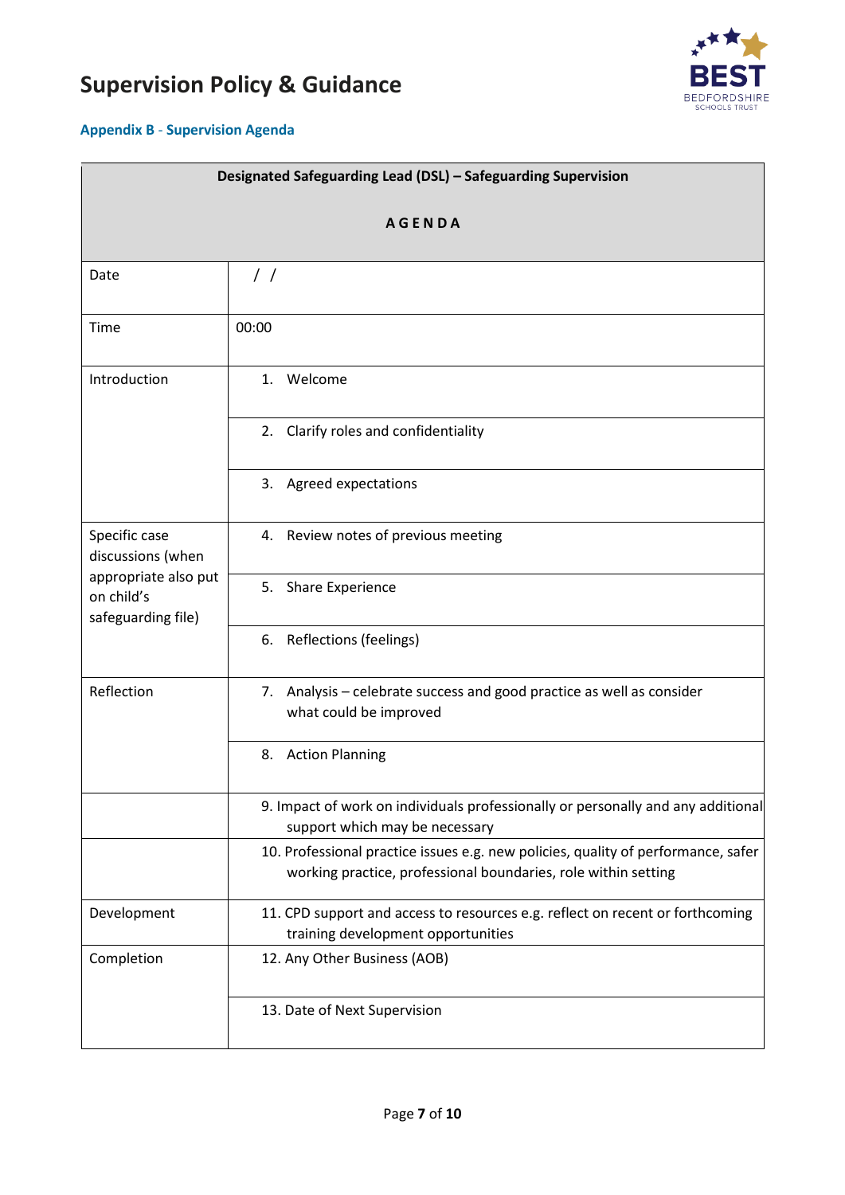# Supervision Policy & Guidance

### Appendix B - Supervision Agenda

| Designated Safeguarding Lead (DSL) – Safeguarding Supervision<br><br>**A G E N D A** | |
|---|---|
| Date | / / |
| Time | 00:00 |
| Introduction | 1. Welcome |
| | 2. Clarify roles and confidentiality |
| | 3. Agreed expectations |
| Specific case discussions (when appropriate also put on child's safeguarding file) | 4. Review notes of previous meeting |
| | 5. Share Experience |
| | 6. Reflections (feelings) |
| Reflection | 7. Analysis – celebrate success and good practice as well as consider what could be improved |
| | 8. Action Planning |
| | 9. Impact of work on individuals professionally or personally and any additional support which may be necessary |
| | 10. Professional practice issues e.g. new policies, quality of performance, safer working practice, professional boundaries, role within setting |
| Development | 11. CPD support and access to resources e.g. reflect on recent or forthcoming training development opportunities |
| Completion | 12. Any Other Business (AOB) |
| | 13. Date of Next Supervision |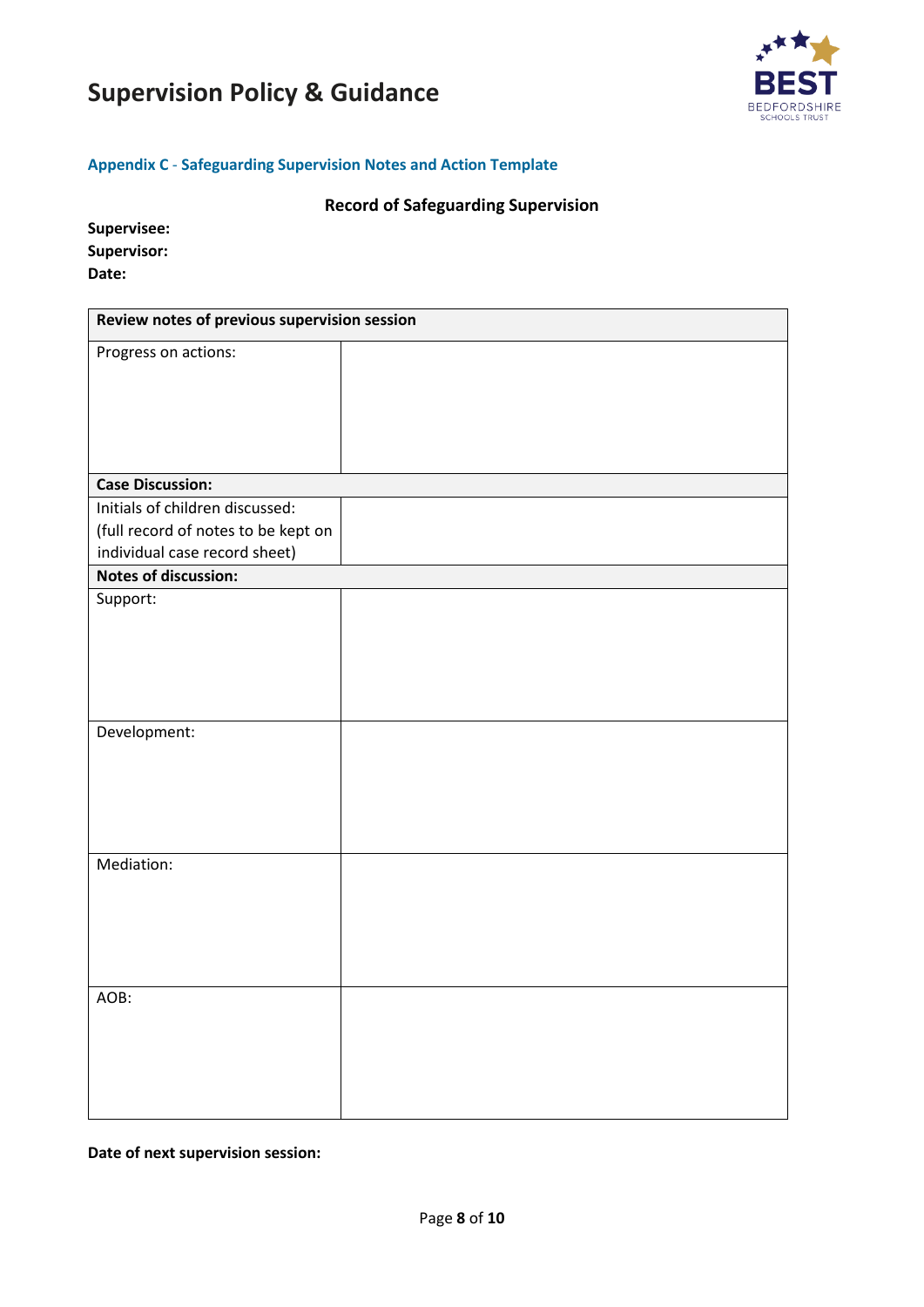## Appendix C - Safeguarding Supervision Notes and Action Template

**Record of Safeguarding Supervision**

**Supervisee:**
**Supervisor:**
**Date:**

| **Review notes of previous supervision session** | |
|---|---|
| Progress on actions: | |
| **Case Discussion:** | |
| Initials of children discussed: (full record of notes to be kept on individual case record sheet) | |
| **Notes of discussion:** | |
| Support: | |
| Development: | |
| Mediation: | |
| AOB: | |

**Date of next supervision session:**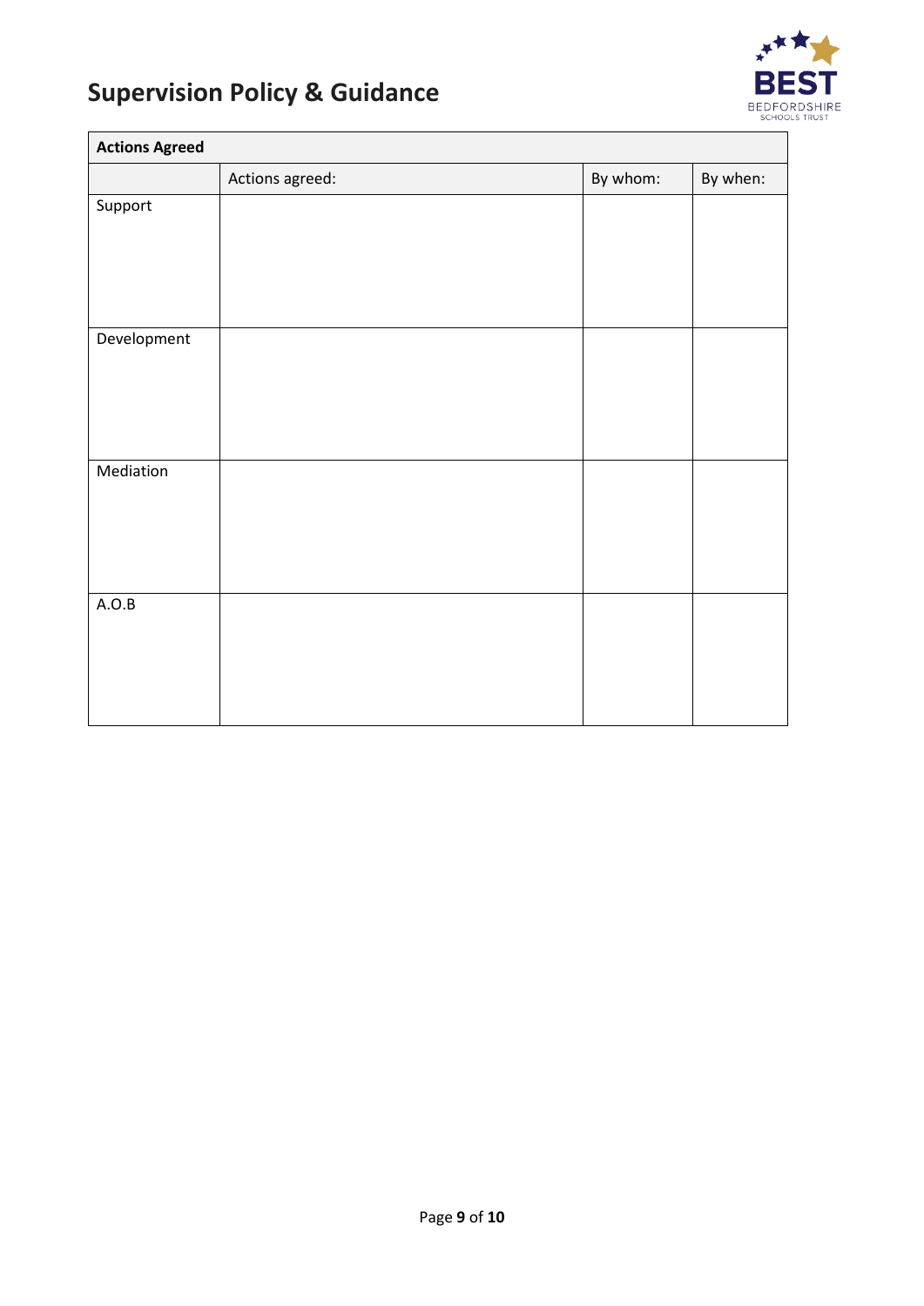| Actions Agreed | | | |
|---|---|---|---|
| | Actions agreed: | By whom: | By when: |
| Support | | | |
| Development | | | |
| Mediation | | | |
| A.O.B | | | |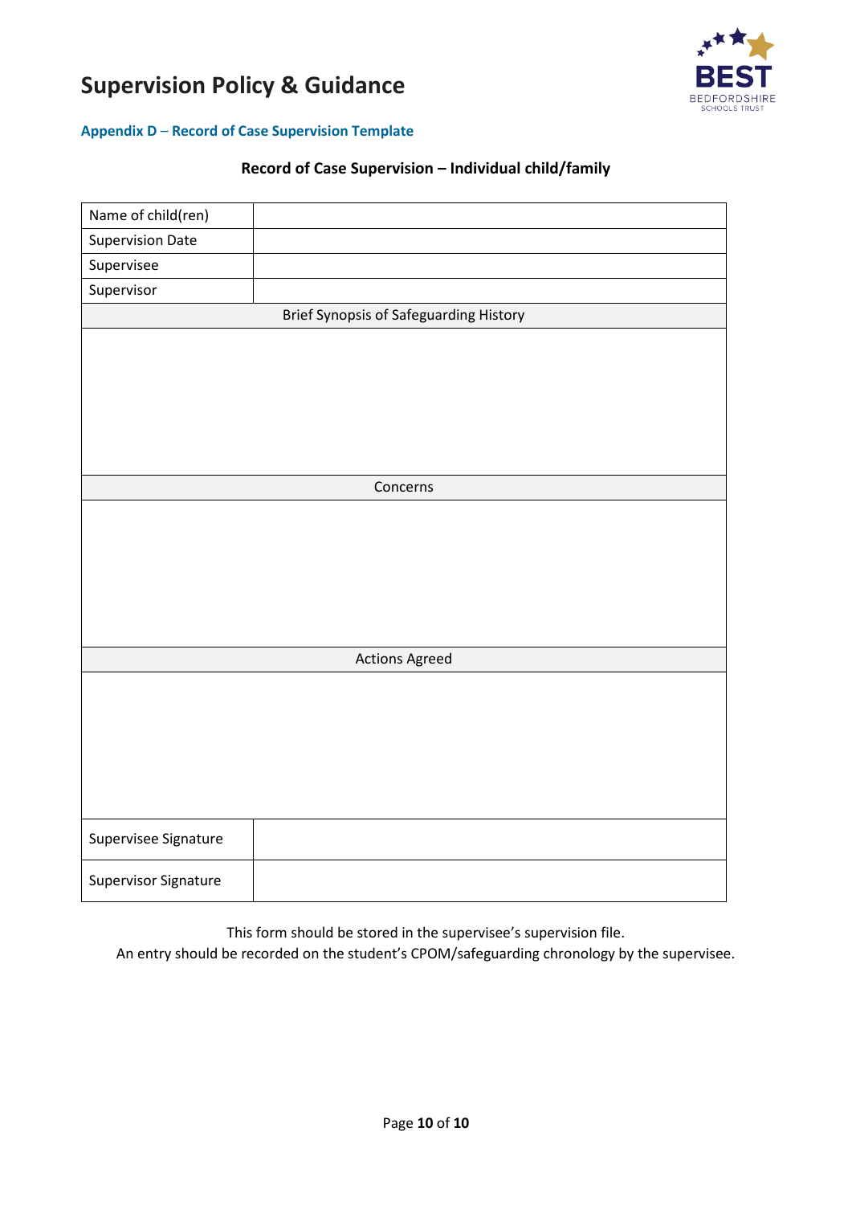# Supervision Policy & Guidance

### Appendix D – Record of Case Supervision Template

**Record of Case Supervision – Individual child/family**

| | |
|---|---|
| Name of child(ren) | |
| Supervision Date | |
| Supervisee | |
| Supervisor | |
| Brief Synopsis of Safeguarding History | |
| | |
| Concerns | |
| | |
| Actions Agreed | |
| | |
| Supervisee Signature | |
| Supervisor Signature | |

This form should be stored in the supervisee's supervision file.
An entry should be recorded on the student's CPOM/safeguarding chronology by the supervisee.